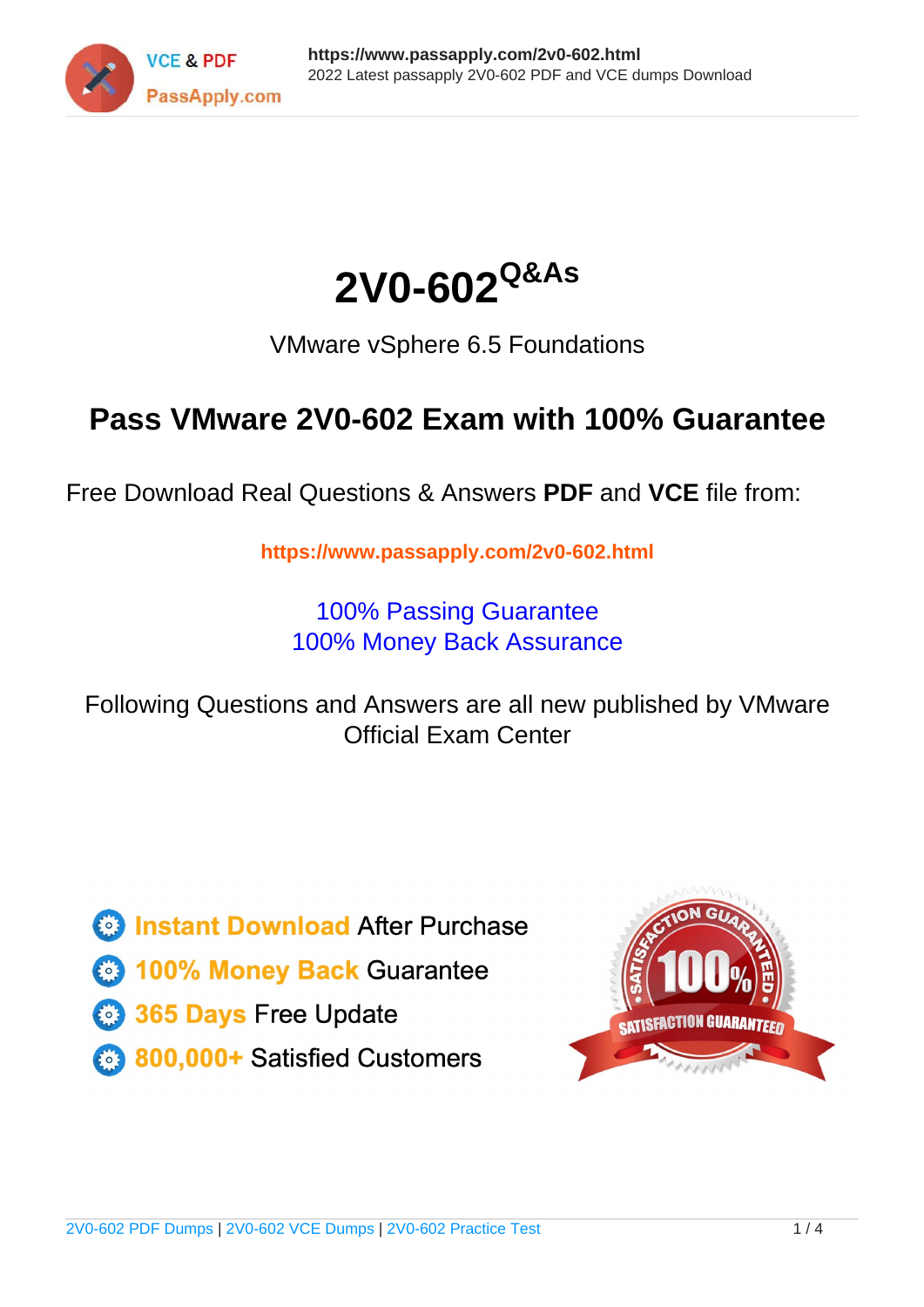# 2V0-602 Q&As

VMware vSphere 6.5 Foundations

## Pass VMware 2V0-602 Exam with 100% Guarantee

Free Download Real Questions & Answers **PDF** and **VCE** file from:

https://www.passapply.com/2v0-602.html

100% Passing Guarantee
100% Money Back Assurance

Following Questions and Answers are all new published by VMware Official Exam Center

- Instant Download After Purchase
- 100% Money Back Guarantee
- 365 Days Free Update
- 800,000+ Satisfied Customers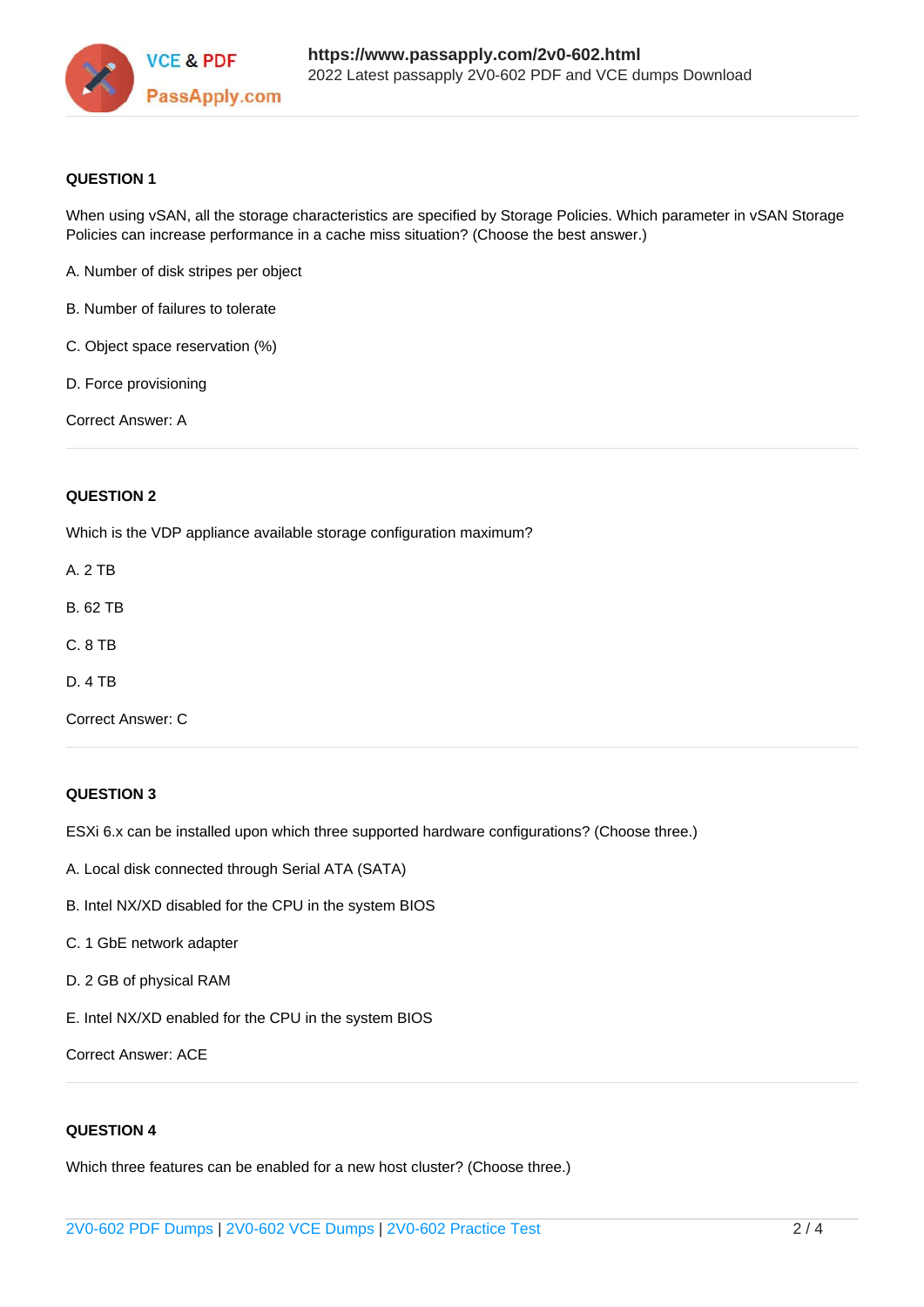**QUESTION 1**

When using vSAN, all the storage characteristics are specified by Storage Policies. Which parameter in vSAN Storage Policies can increase performance in a cache miss situation? (Choose the best answer.)

A. Number of disk stripes per object

B. Number of failures to tolerate

C. Object space reservation (%)

D. Force provisioning

Correct Answer: A

---

**QUESTION 2**

Which is the VDP appliance available storage configuration maximum?

A. 2 TB

B. 62 TB

C. 8 TB

D. 4 TB

Correct Answer: C

---

**QUESTION 3**

ESXi 6.x can be installed upon which three supported hardware configurations? (Choose three.)

A. Local disk connected through Serial ATA (SATA)

B. Intel NX/XD disabled for the CPU in the system BIOS

C. 1 GbE network adapter

D. 2 GB of physical RAM

E. Intel NX/XD enabled for the CPU in the system BIOS

Correct Answer: ACE

---

**QUESTION 4**

Which three features can be enabled for a new host cluster? (Choose three.)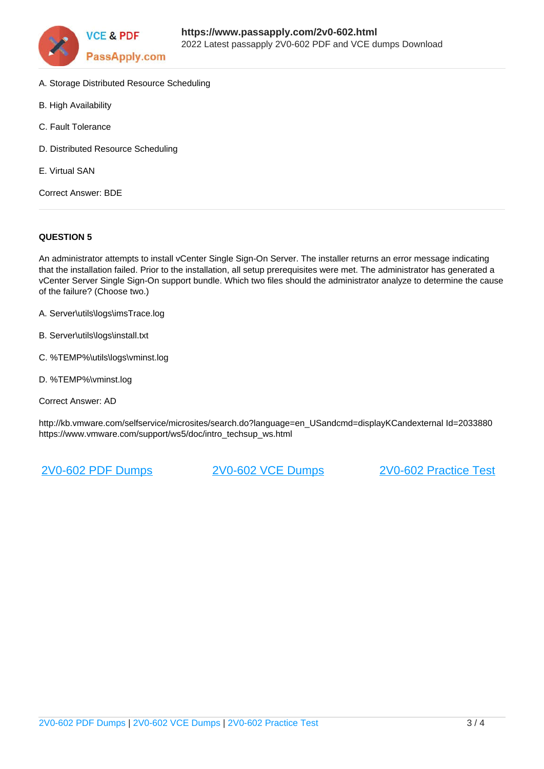A. Storage Distributed Resource Scheduling

B. High Availability

C. Fault Tolerance

D. Distributed Resource Scheduling

E. Virtual SAN

Correct Answer: BDE

**QUESTION 5**

An administrator attempts to install vCenter Single Sign-On Server. The installer returns an error message indicating that the installation failed. Prior to the installation, all setup prerequisites were met. The administrator has generated a vCenter Server Single Sign-On support bundle. Which two files should the administrator analyze to determine the cause of the failure? (Choose two.)

A. Server\utils\logs\imsTrace.log

B. Server\utils\logs\install.txt

C. %TEMP%\utils\logs\vminst.log

D. %TEMP%\vminst.log

Correct Answer: AD

http://kb.vmware.com/selfservice/microsites/search.do?language=en_USandcmd=displayKCandexternal Id=2033880
https://www.vmware.com/support/ws5/doc/intro_techsup_ws.html

2V0-602 PDF Dumps | 2V0-602 VCE Dumps | 2V0-602 Practice Test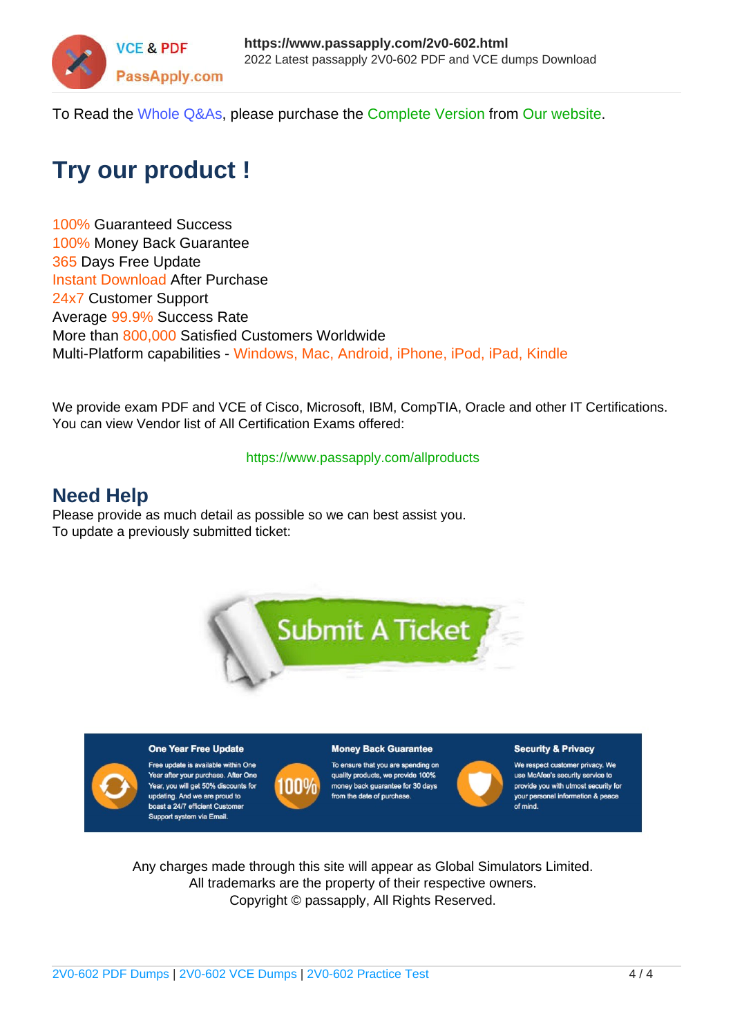To Read the Whole Q&As, please purchase the Complete Version from Our website.

# Try our product !

100% Guaranteed Success
100% Money Back Guarantee
365 Days Free Update
Instant Download After Purchase
24x7 Customer Support
Average 99.9% Success Rate
More than 800,000 Satisfied Customers Worldwide
Multi-Platform capabilities - Windows, Mac, Android, iPhone, iPod, iPad, Kindle

We provide exam PDF and VCE of Cisco, Microsoft, IBM, CompTIA, Oracle and other IT Certifications. You can view Vendor list of All Certification Exams offered:

https://www.passapply.com/allproducts

## Need Help

Please provide as much detail as possible so we can best assist you.
To update a previously submitted ticket:

Submit A Ticket

**One Year Free Update**
Free update is available within One Year after your purchase. After One Year, you will get 50% discounts for updating. And we are proud to boast a 24/7 efficient Customer Support system via Email.

**Money Back Guarantee**
To ensure that you are spending on quality products, we provide 100% money back guarantee for 30 days from the date of purchase.

**Security & Privacy**
We respect customer privacy. We use McAfee's security service to provide you with utmost security for your personal information & peace of mind.

Any charges made through this site will appear as Global Simulators Limited.
All trademarks are the property of their respective owners.
Copyright © passapply, All Rights Reserved.